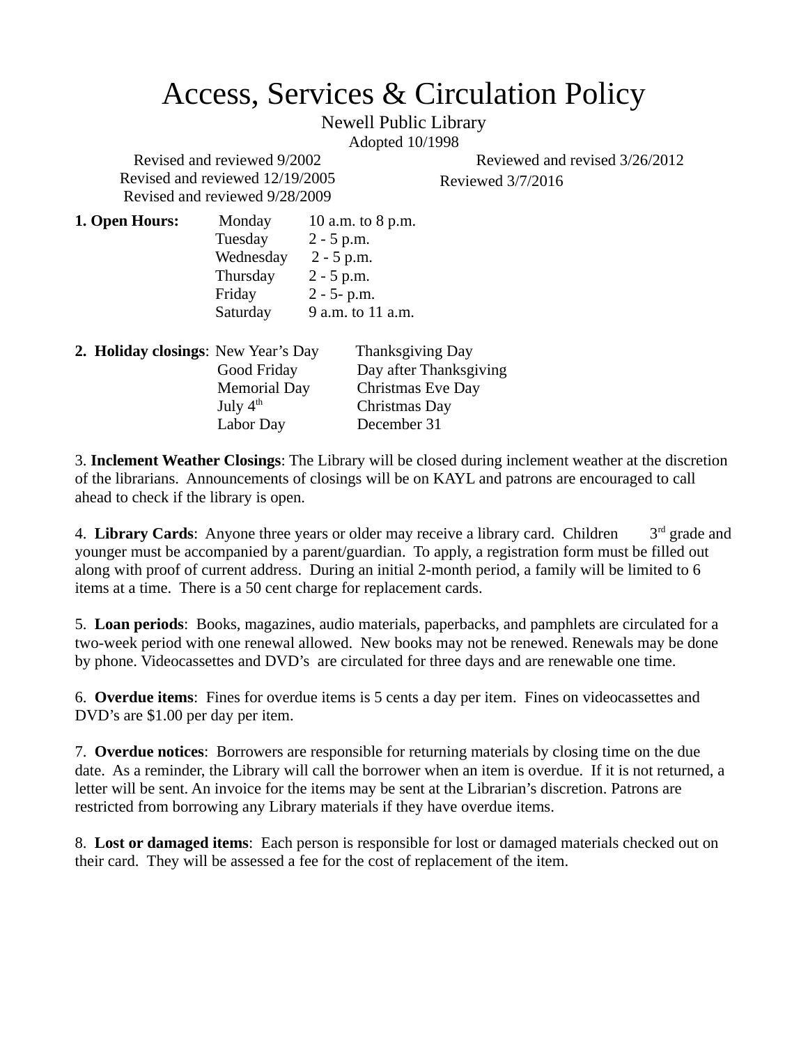# Access, Services & Circulation Policy

Newell Public Library

Adopted 10/1998

Revised and reviewed 9/2002
Revised and reviewed 12/19/2005
Revised and reviewed 9/28/2009
Reviewed and revised 3/26/2012
Reviewed 3/7/2016

**1. Open Hours:**

| | |
|---|---|
| Monday | 10 a.m. to 8 p.m. |
| Tuesday | 2 - 5 p.m. |
| Wednesday | 2 - 5 p.m. |
| Thursday | 2 - 5 p.m. |
| Friday | 2 - 5- p.m. |
| Saturday | 9 a.m. to 11 a.m. |

**2. Holiday closings**:

| | |
|---|---|
| New Year's Day | Thanksgiving Day |
| Good Friday | Day after Thanksgiving |
| Memorial Day | Christmas Eve Day |
| July 4th | Christmas Day |
| Labor Day | December 31 |

3. **Inclement Weather Closings**: The Library will be closed during inclement weather at the discretion of the librarians. Announcements of closings will be on KAYL and patrons are encouraged to call ahead to check if the library is open.

4. **Library Cards**: Anyone three years or older may receive a library card. Children 3rd grade and younger must be accompanied by a parent/guardian. To apply, a registration form must be filled out along with proof of current address. During an initial 2-month period, a family will be limited to 6 items at a time. There is a 50 cent charge for replacement cards.

5. **Loan periods**: Books, magazines, audio materials, paperbacks, and pamphlets are circulated for a two-week period with one renewal allowed. New books may not be renewed. Renewals may be done by phone. Videocassettes and DVD's are circulated for three days and are renewable one time.

6. **Overdue items**: Fines for overdue items is 5 cents a day per item. Fines on videocassettes and DVD's are $1.00 per day per item.

7. **Overdue notices**: Borrowers are responsible for returning materials by closing time on the due date. As a reminder, the Library will call the borrower when an item is overdue. If it is not returned, a letter will be sent. An invoice for the items may be sent at the Librarian's discretion. Patrons are restricted from borrowing any Library materials if they have overdue items.

8. **Lost or damaged items**: Each person is responsible for lost or damaged materials checked out on their card. They will be assessed a fee for the cost of replacement of the item.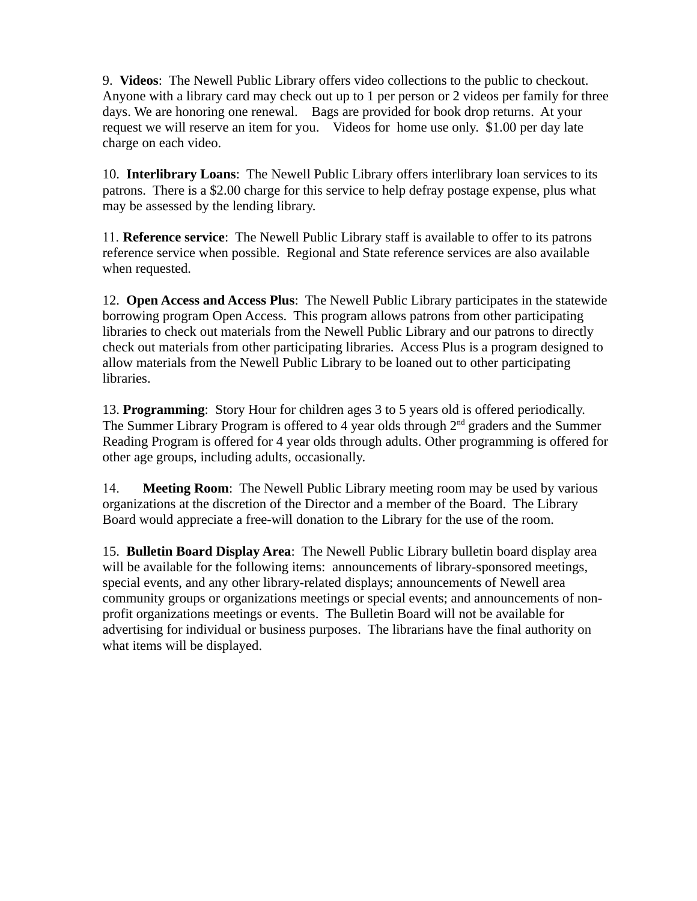9. **Videos**: The Newell Public Library offers video collections to the public to checkout. Anyone with a library card may check out up to 1 per person or 2 videos per family for three days. We are honoring one renewal. Bags are provided for book drop returns. At your request we will reserve an item for you. Videos for home use only. $1.00 per day late charge on each video.

10. **Interlibrary Loans**: The Newell Public Library offers interlibrary loan services to its patrons. There is a $2.00 charge for this service to help defray postage expense, plus what may be assessed by the lending library.

11. **Reference service**: The Newell Public Library staff is available to offer to its patrons reference service when possible. Regional and State reference services are also available when requested.

12. **Open Access and Access Plus**: The Newell Public Library participates in the statewide borrowing program Open Access. This program allows patrons from other participating libraries to check out materials from the Newell Public Library and our patrons to directly check out materials from other participating libraries. Access Plus is a program designed to allow materials from the Newell Public Library to be loaned out to other participating libraries.

13. **Programming**: Story Hour for children ages 3 to 5 years old is offered periodically. The Summer Library Program is offered to 4 year olds through 2nd graders and the Summer Reading Program is offered for 4 year olds through adults. Other programming is offered for other age groups, including adults, occasionally.

14. **Meeting Room**: The Newell Public Library meeting room may be used by various organizations at the discretion of the Director and a member of the Board. The Library Board would appreciate a free-will donation to the Library for the use of the room.

15. **Bulletin Board Display Area**: The Newell Public Library bulletin board display area will be available for the following items: announcements of library-sponsored meetings, special events, and any other library-related displays; announcements of Newell area community groups or organizations meetings or special events; and announcements of non-profit organizations meetings or events. The Bulletin Board will not be available for advertising for individual or business purposes. The librarians have the final authority on what items will be displayed.